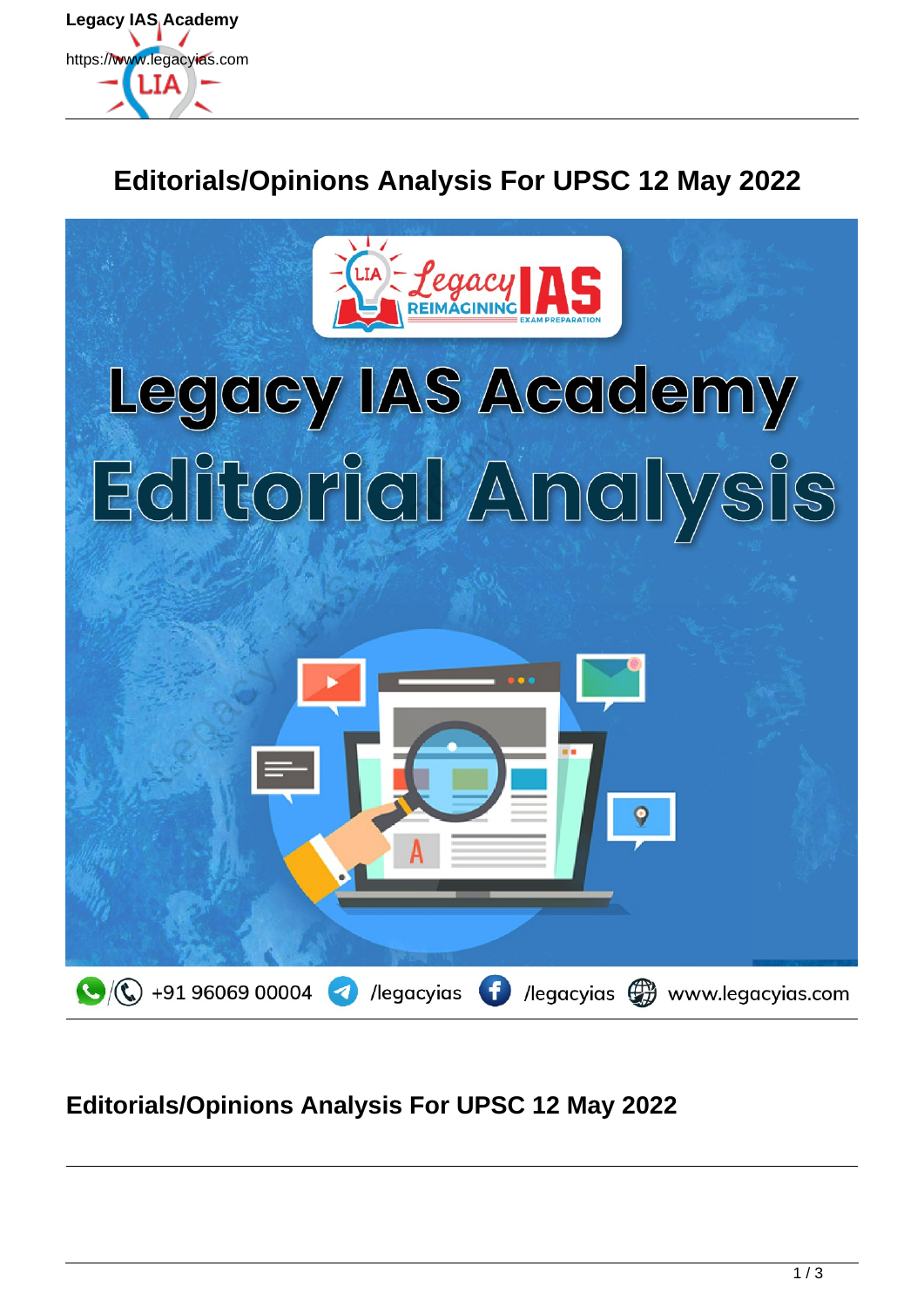# Editorials/Opinions Analysis For UPSC 12 May 2022

## Editorials/Opinions Analysis For UPSC 12 May 2022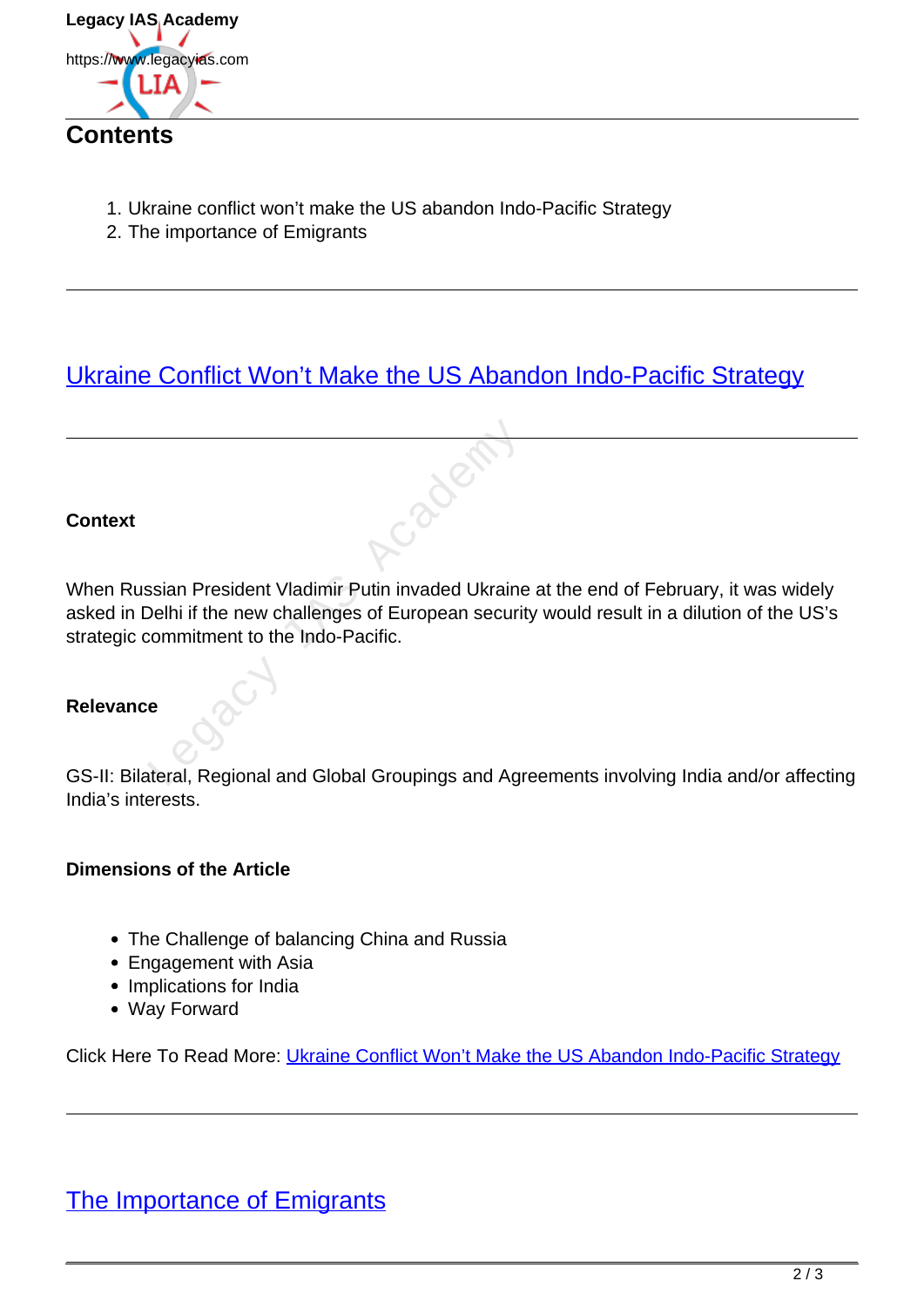## Contents

1. Ukraine conflict won't make the US abandon Indo-Pacific Strategy
2. The importance of Emigrants

---

## Ukraine Conflict Won't Make the US Abandon Indo-Pacific Strategy

---

**Context**

When Russian President Vladimir Putin invaded Ukraine at the end of February, it was widely asked in Delhi if the new challenges of European security would result in a dilution of the US's strategic commitment to the Indo-Pacific.

**Relevance**

GS-II: Bilateral, Regional and Global Groupings and Agreements involving India and/or affecting India's interests.

**Dimensions of the Article**

- The Challenge of balancing China and Russia
- Engagement with Asia
- Implications for India
- Way Forward

Click Here To Read More: Ukraine Conflict Won't Make the US Abandon Indo-Pacific Strategy

---

## The Importance of Emigrants

---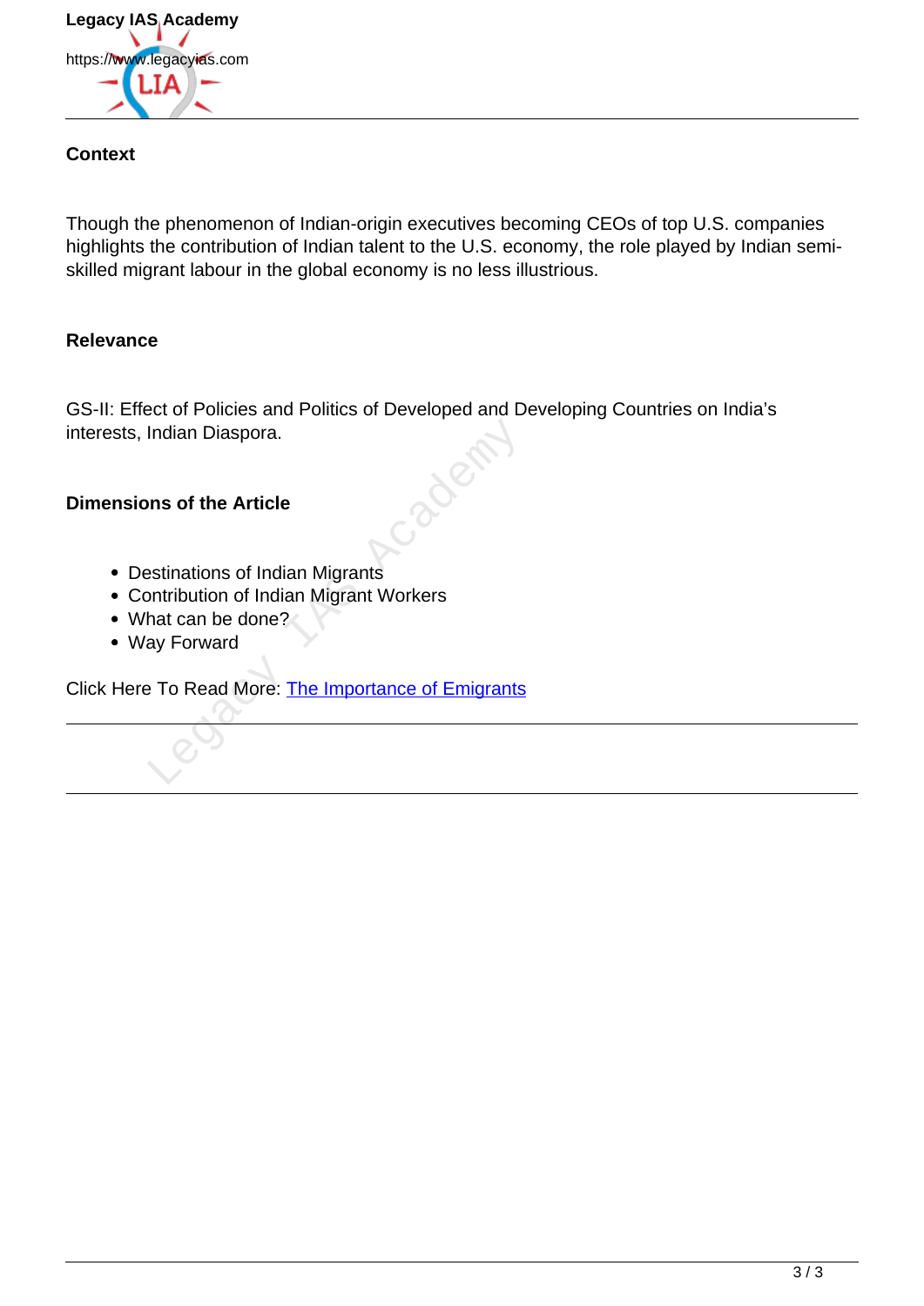**Context**

Though the phenomenon of Indian-origin executives becoming CEOs of top U.S. companies highlights the contribution of Indian talent to the U.S. economy, the role played by Indian semi-skilled migrant labour in the global economy is no less illustrious.

**Relevance**

GS-II: Effect of Policies and Politics of Developed and Developing Countries on India's interests, Indian Diaspora.

**Dimensions of the Article**

- Destinations of Indian Migrants
- Contribution of Indian Migrant Workers
- What can be done?
- Way Forward

Click Here To Read More: The Importance of Emigrants